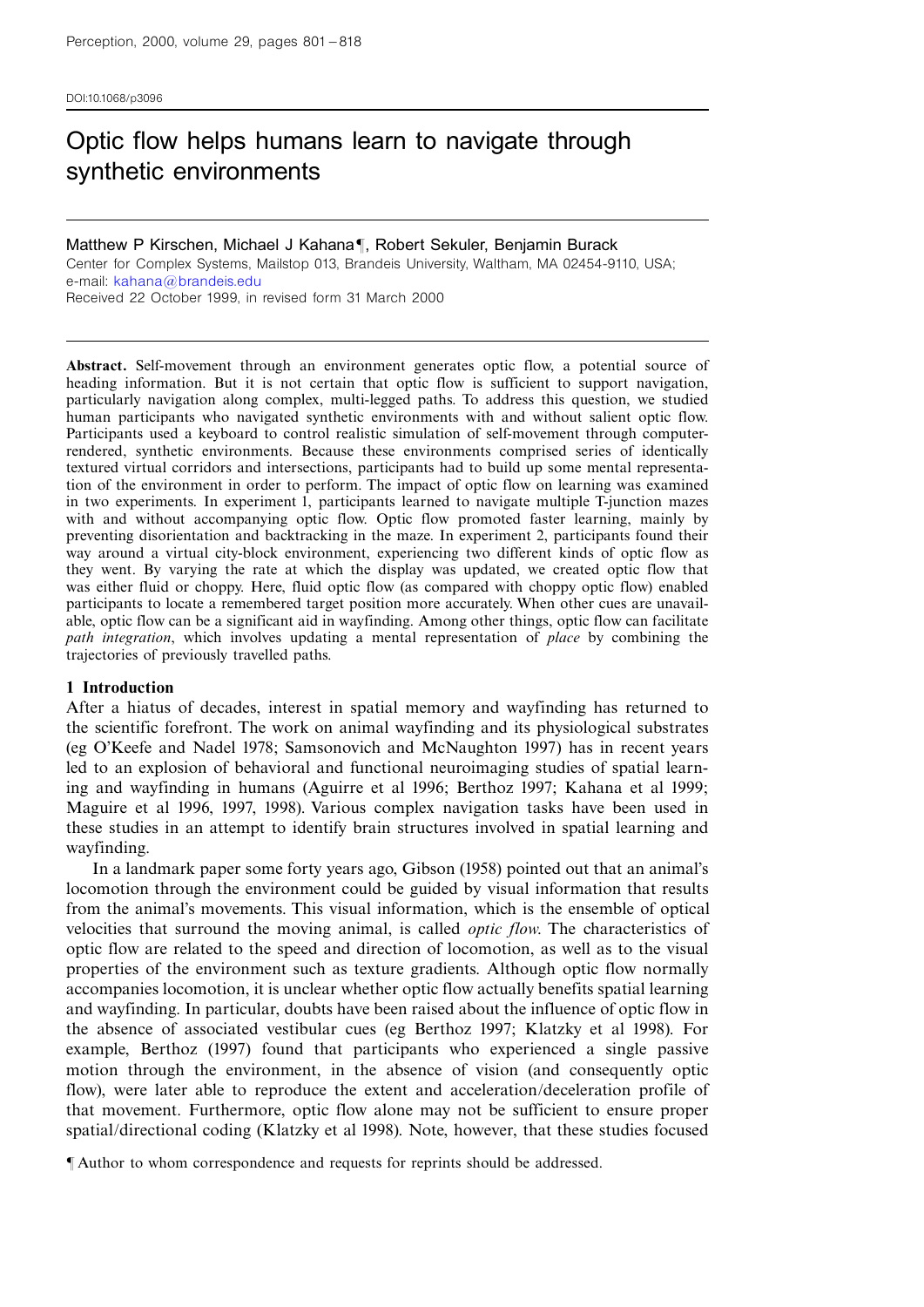DOI:10.1068/p3096

# Optic flow helps humans learn to navigate through synthetic environments

Matthew P Kirschen, Michael J Kahana¶, Robert Sekuler, Benjamin Burack

Center for Complex Systems, Mailstop 013, Brandeis University, Waltham, MA 02454-9110, USA; e-mail: kahana@brandeis.edu

Received 22 October 1999, in revised form 31 March 2000

**Abstract.** Self-movement through an environment generates optic flow, a potential source of heading information. But it is not certain that optic flow is sufficient to support navigation, particularly navigation along complex, multi-legged paths. To address this question, we studied human participants who navigated synthetic environments with and without salient optic flow. Participants used a keyboard to control realistic simulation of self-movement through computer-rendered, synthetic environments. Because these environments comprised series of identically textured virtual corridors and intersections, participants had to build up some mental representation of the environment in order to perform. The impact of optic flow on learning was examined in two experiments. In experiment 1, participants learned to navigate multiple T-junction mazes with and without accompanying optic flow. Optic flow promoted faster learning, mainly by preventing disorientation and backtracking in the maze. In experiment 2, participants found their way around a virtual city-block environment, experiencing two different kinds of optic flow as they went. By varying the rate at which the display was updated, we created optic flow that was either fluid or choppy. Here, fluid optic flow (as compared with choppy optic flow) enabled participants to locate a remembered target position more accurately. When other cues are unavailable, optic flow can be a significant aid in wayfinding. Among other things, optic flow can facilitate *path integration*, which involves updating a mental representation of *place* by combining the trajectories of previously travelled paths.

## 1 Introduction

After a hiatus of decades, interest in spatial memory and wayfinding has returned to the scientific forefront. The work on animal wayfinding and its physiological substrates (eg O'Keefe and Nadel 1978; Samsonovich and McNaughton 1997) has in recent years led to an explosion of behavioral and functional neuroimaging studies of spatial learning and wayfinding in humans (Aguirre et al 1996; Berthoz 1997; Kahana et al 1999; Maguire et al 1996, 1997, 1998). Various complex navigation tasks have been used in these studies in an attempt to identify brain structures involved in spatial learning and wayfinding.

In a landmark paper some forty years ago, Gibson (1958) pointed out that an animal's locomotion through the environment could be guided by visual information that results from the animal's movements. This visual information, which is the ensemble of optical velocities that surround the moving animal, is called *optic flow*. The characteristics of optic flow are related to the speed and direction of locomotion, as well as to the visual properties of the environment such as texture gradients. Although optic flow normally accompanies locomotion, it is unclear whether optic flow actually benefits spatial learning and wayfinding. In particular, doubts have been raised about the influence of optic flow in the absence of associated vestibular cues (eg Berthoz 1997; Klatzky et al 1998). For example, Berthoz (1997) found that participants who experienced a single passive motion through the environment, in the absence of vision (and consequently optic flow), were later able to reproduce the extent and acceleration/deceleration profile of that movement. Furthermore, optic flow alone may not be sufficient to ensure proper spatial/directional coding (Klatzky et al 1998). Note, however, that these studies focused

¶ Author to whom correspondence and requests for reprints should be addressed.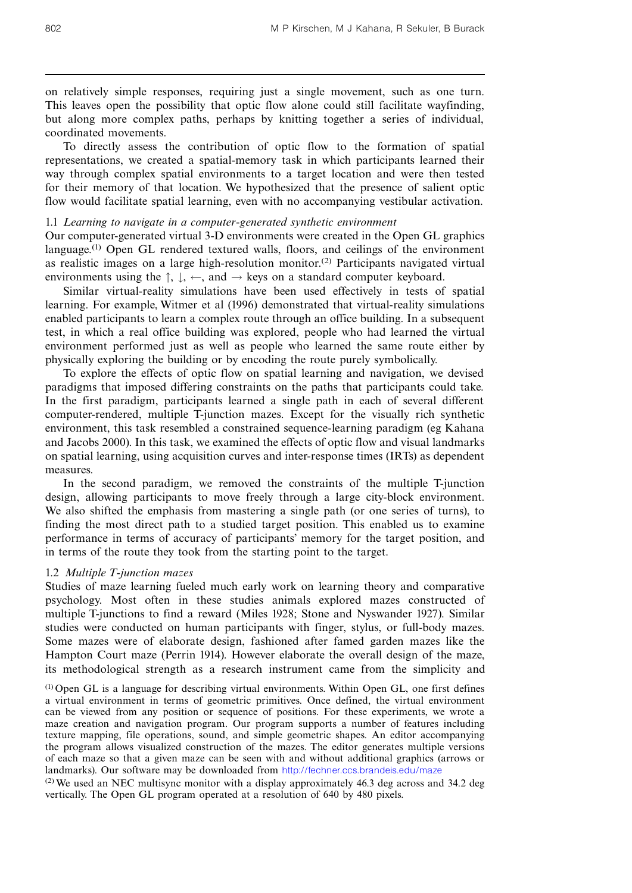on relatively simple responses, requiring just a single movement, such as one turn. This leaves open the possibility that optic flow alone could still facilitate wayfinding, but along more complex paths, perhaps by knitting together a series of individual, coordinated movements.

To directly assess the contribution of optic flow to the formation of spatial representations, we created a spatial-memory task in which participants learned their way through complex spatial environments to a target location and were then tested for their memory of that location. We hypothesized that the presence of salient optic flow would facilitate spatial learning, even with no accompanying vestibular activation.

### 1.1 *Learning to navigate in a computer-generated synthetic environment*

Our computer-generated virtual 3-D environments were created in the Open GL graphics language.(1) Open GL rendered textured walls, floors, and ceilings of the environment as realistic images on a large high-resolution monitor.(2) Participants navigated virtual environments using the ↑, ↓, ←, and → keys on a standard computer keyboard.

Similar virtual-reality simulations have been used effectively in tests of spatial learning. For example, Witmer et al (1996) demonstrated that virtual-reality simulations enabled participants to learn a complex route through an office building. In a subsequent test, in which a real office building was explored, people who had learned the virtual environment performed just as well as people who learned the same route either by physically exploring the building or by encoding the route purely symbolically.

To explore the effects of optic flow on spatial learning and navigation, we devised paradigms that imposed differing constraints on the paths that participants could take. In the first paradigm, participants learned a single path in each of several different computer-rendered, multiple T-junction mazes. Except for the visually rich synthetic environment, this task resembled a constrained sequence-learning paradigm (eg Kahana and Jacobs 2000). In this task, we examined the effects of optic flow and visual landmarks on spatial learning, using acquisition curves and inter-response times (IRTs) as dependent measures.

In the second paradigm, we removed the constraints of the multiple T-junction design, allowing participants to move freely through a large city-block environment. We also shifted the emphasis from mastering a single path (or one series of turns), to finding the most direct path to a studied target position. This enabled us to examine performance in terms of accuracy of participants' memory for the target position, and in terms of the route they took from the starting point to the target.

### 1.2 *Multiple T-junction mazes*

Studies of maze learning fueled much early work on learning theory and comparative psychology. Most often in these studies animals explored mazes constructed of multiple T-junctions to find a reward (Miles 1928; Stone and Nyswander 1927). Similar studies were conducted on human participants with finger, stylus, or full-body mazes. Some mazes were of elaborate design, fashioned after famed garden mazes like the Hampton Court maze (Perrin 1914). However elaborate the overall design of the maze, its methodological strength as a research instrument came from the simplicity and

(1) Open GL is a language for describing virtual environments. Within Open GL, one first defines a virtual environment in terms of geometric primitives. Once defined, the virtual environment can be viewed from any position or sequence of positions. For these experiments, we wrote a maze creation and navigation program. Our program supports a number of features including texture mapping, file operations, sound, and simple geometric shapes. An editor accompanying the program allows visualized construction of the mazes. The editor generates multiple versions of each maze so that a given maze can be seen with and without additional graphics (arrows or landmarks). Our software may be downloaded from http://fechner.ccs.brandeis.edu/maze

(2) We used an NEC multisync monitor with a display approximately 46.3 deg across and 34.2 deg vertically. The Open GL program operated at a resolution of 640 by 480 pixels.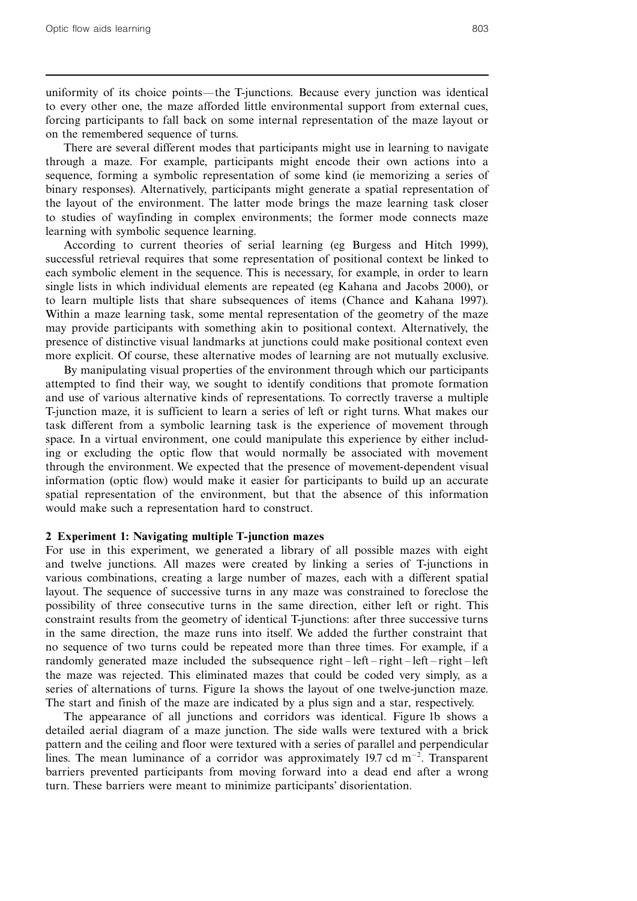uniformity of its choice points—the T-junctions. Because every junction was identical to every other one, the maze afforded little environmental support from external cues, forcing participants to fall back on some internal representation of the maze layout or on the remembered sequence of turns.

There are several different modes that participants might use in learning to navigate through a maze. For example, participants might encode their own actions into a sequence, forming a symbolic representation of some kind (ie memorizing a series of binary responses). Alternatively, participants might generate a spatial representation of the layout of the environment. The latter mode brings the maze learning task closer to studies of wayfinding in complex environments; the former mode connects maze learning with symbolic sequence learning.

According to current theories of serial learning (eg Burgess and Hitch 1999), successful retrieval requires that some representation of positional context be linked to each symbolic element in the sequence. This is necessary, for example, in order to learn single lists in which individual elements are repeated (eg Kahana and Jacobs 2000), or to learn multiple lists that share subsequences of items (Chance and Kahana 1997). Within a maze learning task, some mental representation of the geometry of the maze may provide participants with something akin to positional context. Alternatively, the presence of distinctive visual landmarks at junctions could make positional context even more explicit. Of course, these alternative modes of learning are not mutually exclusive.

By manipulating visual properties of the environment through which our participants attempted to find their way, we sought to identify conditions that promote formation and use of various alternative kinds of representations. To correctly traverse a multiple T-junction maze, it is sufficient to learn a series of left or right turns. What makes our task different from a symbolic learning task is the experience of movement through space. In a virtual environment, one could manipulate this experience by either including or excluding the optic flow that would normally be associated with movement through the environment. We expected that the presence of movement-dependent visual information (optic flow) would make it easier for participants to build up an accurate spatial representation of the environment, but that the absence of this information would make such a representation hard to construct.

## 2 Experiment 1: Navigating multiple T-junction mazes

For use in this experiment, we generated a library of all possible mazes with eight and twelve junctions. All mazes were created by linking a series of T-junctions in various combinations, creating a large number of mazes, each with a different spatial layout. The sequence of successive turns in any maze was constrained to foreclose the possibility of three consecutive turns in the same direction, either left or right. This constraint results from the geometry of identical T-junctions: after three successive turns in the same direction, the maze runs into itself. We added the further constraint that no sequence of two turns could be repeated more than three times. For example, if a randomly generated maze included the subsequence right – left – right – left – right – left the maze was rejected. This eliminated mazes that could be coded very simply, as a series of alternations of turns. Figure 1a shows the layout of one twelve-junction maze. The start and finish of the maze are indicated by a plus sign and a star, respectively.

The appearance of all junctions and corridors was identical. Figure 1b shows a detailed aerial diagram of a maze junction. The side walls were textured with a brick pattern and the ceiling and floor were textured with a series of parallel and perpendicular lines. The mean luminance of a corridor was approximately 19.7 cd $m^{-2}$. Transparent barriers prevented participants from moving forward into a dead end after a wrong turn. These barriers were meant to minimize participants' disorientation.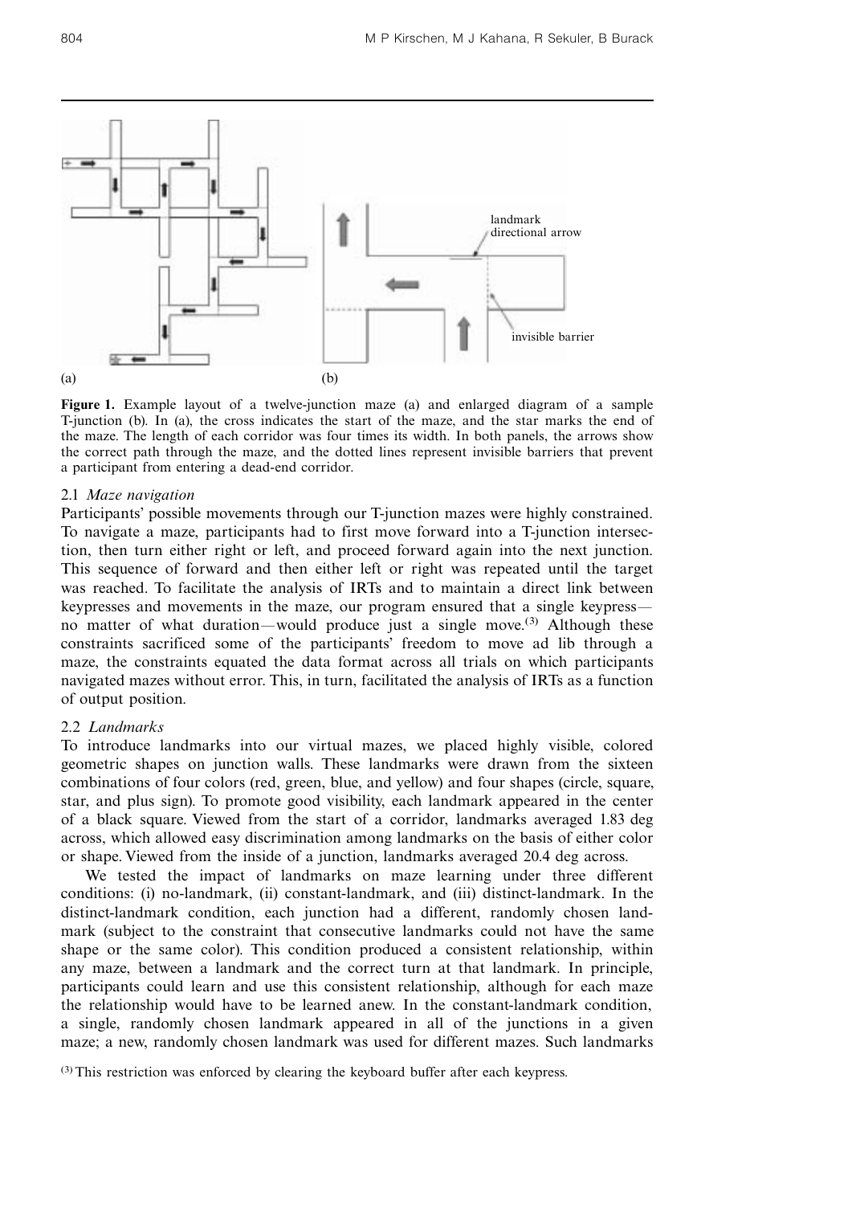**Figure 1.** Example layout of a twelve-junction maze (a) and enlarged diagram of a sample T-junction (b). In (a), the cross indicates the start of the maze, and the star marks the end of the maze. The length of each corridor was four times its width. In both panels, the arrows show the correct path through the maze, and the dotted lines represent invisible barriers that prevent a participant from entering a dead-end corridor.

### 2.1 *Maze navigation*

Participants' possible movements through our T-junction mazes were highly constrained. To navigate a maze, participants had to first move forward into a T-junction intersection, then turn either right or left, and proceed forward again into the next junction. This sequence of forward and then either left or right was repeated until the target was reached. To facilitate the analysis of IRTs and to maintain a direct link between keypresses and movements in the maze, our program ensured that a single keypress—no matter of what duration—would produce just a single move.[3] Although these constraints sacrificed some of the participants' freedom to move ad lib through a maze, the constraints equated the data format across all trials on which participants navigated mazes without error. This, in turn, facilitated the analysis of IRTs as a function of output position.

### 2.2 *Landmarks*

To introduce landmarks into our virtual mazes, we placed highly visible, colored geometric shapes on junction walls. These landmarks were drawn from the sixteen combinations of four colors (red, green, blue, and yellow) and four shapes (circle, square, star, and plus sign). To promote good visibility, each landmark appeared in the center of a black square. Viewed from the start of a corridor, landmarks averaged 1.83 deg across, which allowed easy discrimination among landmarks on the basis of either color or shape. Viewed from the inside of a junction, landmarks averaged 20.4 deg across.

We tested the impact of landmarks on maze learning under three different conditions: (i) no-landmark, (ii) constant-landmark, and (iii) distinct-landmark. In the distinct-landmark condition, each junction had a different, randomly chosen landmark (subject to the constraint that consecutive landmarks could not have the same shape or the same color). This condition produced a consistent relationship, within any maze, between a landmark and the correct turn at that landmark. In principle, participants could learn and use this consistent relationship, although for each maze the relationship would have to be learned anew. In the constant-landmark condition, a single, randomly chosen landmark appeared in all of the junctions in a given maze; a new, randomly chosen landmark was used for different mazes. Such landmarks

[3] This restriction was enforced by clearing the keyboard buffer after each keypress.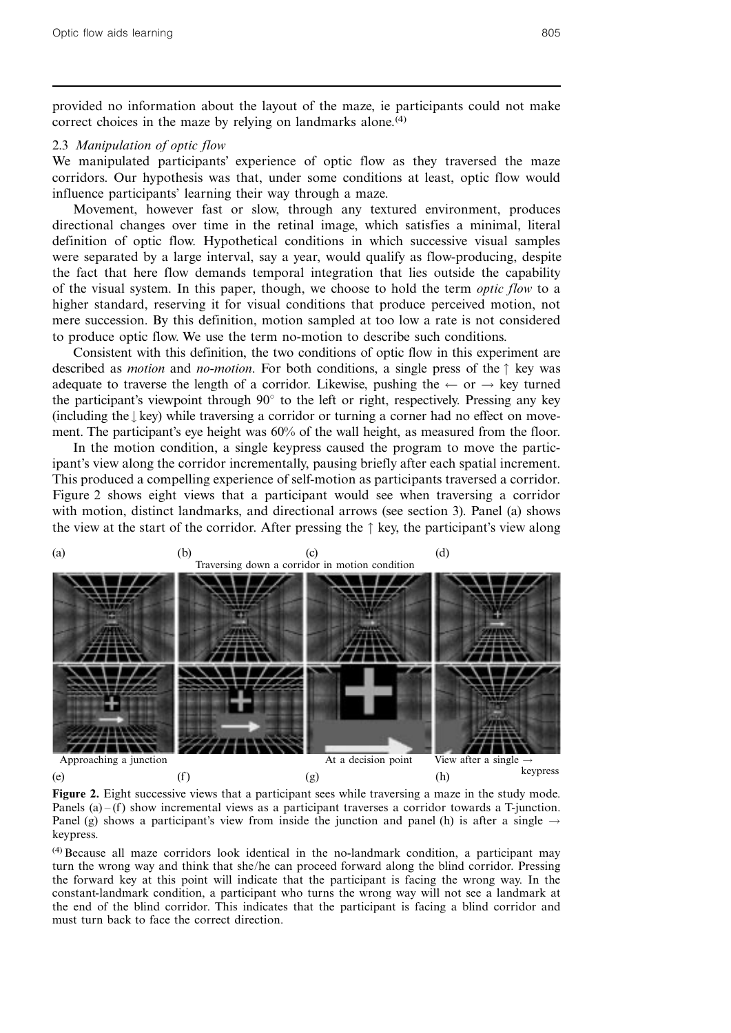provided no information about the layout of the maze, ie participants could not make correct choices in the maze by relying on landmarks alone.[4]

### 2.3 *Manipulation of optic flow*

We manipulated participants' experience of optic flow as they traversed the maze corridors. Our hypothesis was that, under some conditions at least, optic flow would influence participants' learning their way through a maze.

Movement, however fast or slow, through any textured environment, produces directional changes over time in the retinal image, which satisfies a minimal, literal definition of optic flow. Hypothetical conditions in which successive visual samples were separated by a large interval, say a year, would qualify as flow-producing, despite the fact that here flow demands temporal integration that lies outside the capability of the visual system. In this paper, though, we choose to hold the term *optic flow* to a higher standard, reserving it for visual conditions that produce perceived motion, not mere succession. By this definition, motion sampled at too low a rate is not considered to produce optic flow. We use the term no-motion to describe such conditions.

Consistent with this definition, the two conditions of optic flow in this experiment are described as *motion* and *no-motion*. For both conditions, a single press of the ↑ key was adequate to traverse the length of a corridor. Likewise, pushing the ← or → key turned the participant's viewpoint through 90° to the left or right, respectively. Pressing any key (including the ↓ key) while traversing a corridor or turning a corner had no effect on movement. The participant's eye height was 60% of the wall height, as measured from the floor.

In the motion condition, a single keypress caused the program to move the participant's view along the corridor incrementally, pausing briefly after each spatial increment. This produced a compelling experience of self-motion as participants traversed a corridor. Figure 2 shows eight views that a participant would see when traversing a corridor with motion, distinct landmarks, and directional arrows (see section 3). Panel (a) shows the view at the start of the corridor. After pressing the ↑ key, the participant's view along

(a) (b) (c) (d) Traversing down a corridor in motion condition

(e) Approaching a junction (f) (g) At a decision point (h) View after a single → keypress

**Figure 2.** Eight successive views that a participant sees while traversing a maze in the study mode. Panels (a)–(f) show incremental views as a participant traverses a corridor towards a T-junction. Panel (g) shows a participant's view from inside the junction and panel (h) is after a single → keypress.

[4] Because all maze corridors look identical in the no-landmark condition, a participant may turn the wrong way and think that she/he can proceed forward along the blind corridor. Pressing the forward key at this point will indicate that the participant is facing the wrong way. In the constant-landmark condition, a participant who turns the wrong way will not see a landmark at the end of the blind corridor. This indicates that the participant is facing a blind corridor and must turn back to face the correct direction.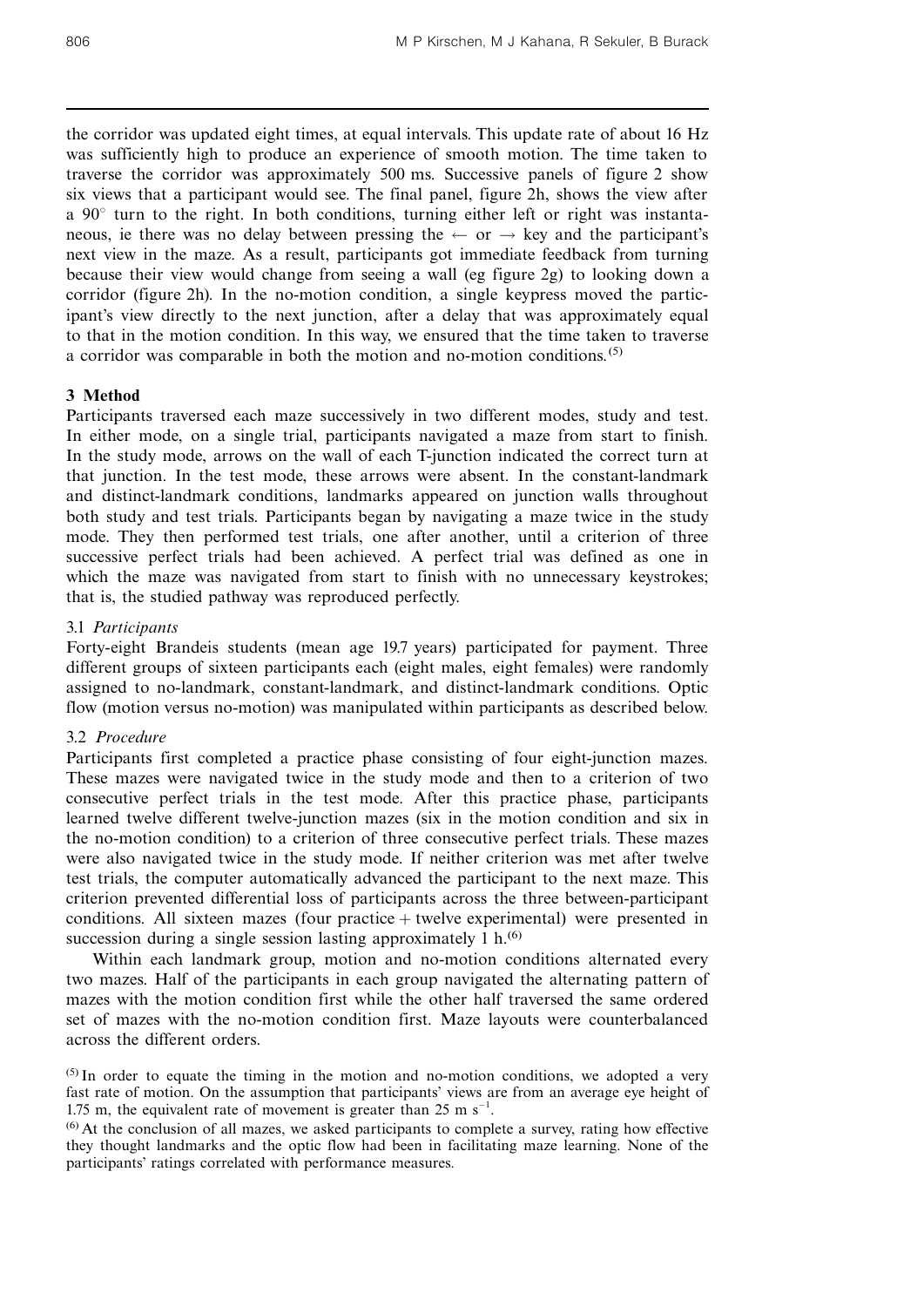the corridor was updated eight times, at equal intervals. This update rate of about 16 Hz was sufficiently high to produce an experience of smooth motion. The time taken to traverse the corridor was approximately 500 ms. Successive panels of figure 2 show six views that a participant would see. The final panel, figure 2h, shows the view after a 90° turn to the right. In both conditions, turning either left or right was instantaneous, ie there was no delay between pressing the ← or → key and the participant's next view in the maze. As a result, participants got immediate feedback from turning because their view would change from seeing a wall (eg figure 2g) to looking down a corridor (figure 2h). In the no-motion condition, a single keypress moved the participant's view directly to the next junction, after a delay that was approximately equal to that in the motion condition. In this way, we ensured that the time taken to traverse a corridor was comparable in both the motion and no-motion conditions.[5]

## 3 Method

Participants traversed each maze successively in two different modes, study and test. In either mode, on a single trial, participants navigated a maze from start to finish. In the study mode, arrows on the wall of each T-junction indicated the correct turn at that junction. In the test mode, these arrows were absent. In the constant-landmark and distinct-landmark conditions, landmarks appeared on junction walls throughout both study and test trials. Participants began by navigating a maze twice in the study mode. They then performed test trials, one after another, until a criterion of three successive perfect trials had been achieved. A perfect trial was defined as one in which the maze was navigated from start to finish with no unnecessary keystrokes; that is, the studied pathway was reproduced perfectly.

### 3.1 *Participants*

Forty-eight Brandeis students (mean age 19.7 years) participated for payment. Three different groups of sixteen participants each (eight males, eight females) were randomly assigned to no-landmark, constant-landmark, and distinct-landmark conditions. Optic flow (motion versus no-motion) was manipulated within participants as described below.

### 3.2 *Procedure*

Participants first completed a practice phase consisting of four eight-junction mazes. These mazes were navigated twice in the study mode and then to a criterion of two consecutive perfect trials in the test mode. After this practice phase, participants learned twelve different twelve-junction mazes (six in the motion condition and six in the no-motion condition) to a criterion of three consecutive perfect trials. These mazes were also navigated twice in the study mode. If neither criterion was met after twelve test trials, the computer automatically advanced the participant to the next maze. This criterion prevented differential loss of participants across the three between-participant conditions. All sixteen mazes (four practice + twelve experimental) were presented in succession during a single session lasting approximately 1 h.[6]

Within each landmark group, motion and no-motion conditions alternated every two mazes. Half of the participants in each group navigated the alternating pattern of mazes with the motion condition first while the other half traversed the same ordered set of mazes with the no-motion condition first. Maze layouts were counterbalanced across the different orders.

[5] In order to equate the timing in the motion and no-motion conditions, we adopted a very fast rate of motion. On the assumption that participants' views are from an average eye height of 1.75 m, the equivalent rate of movement is greater than 25 m $s^{-1}$.

[6] At the conclusion of all mazes, we asked participants to complete a survey, rating how effective they thought landmarks and the optic flow had been in facilitating maze learning. None of the participants' ratings correlated with performance measures.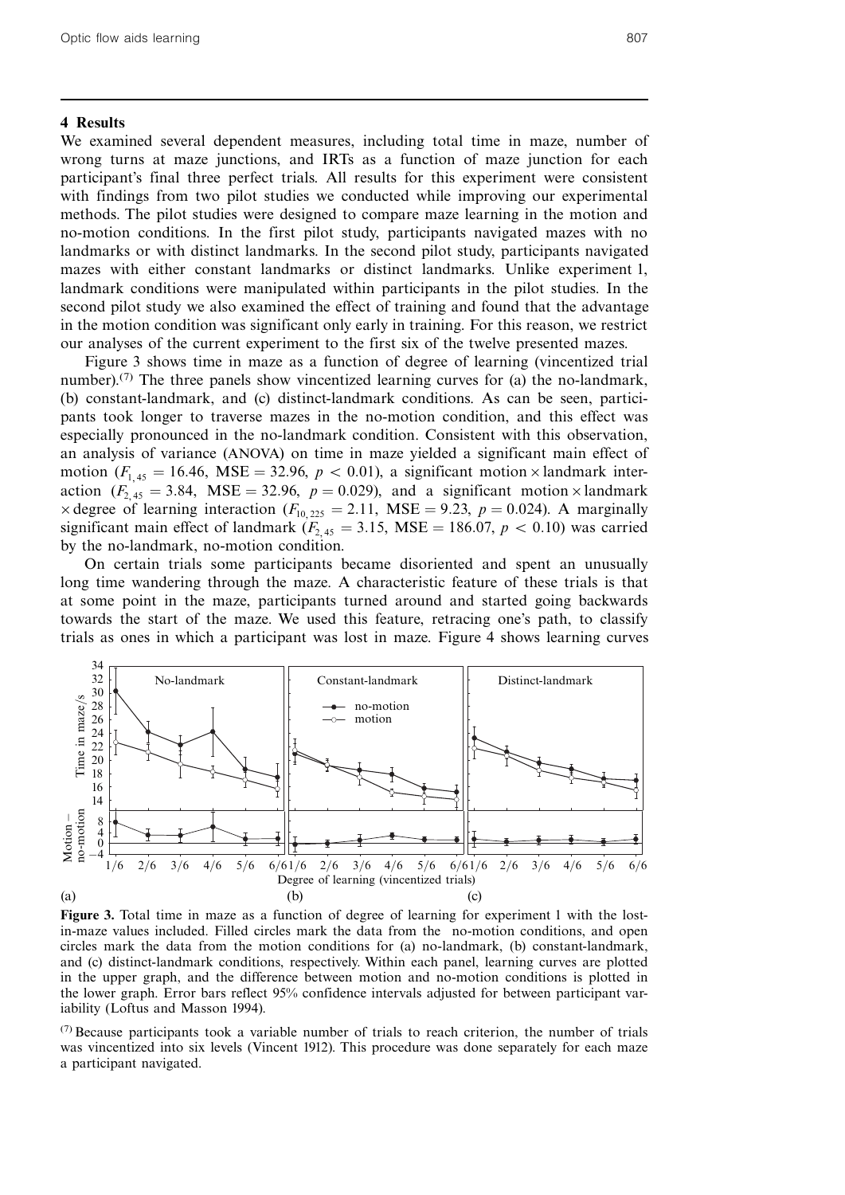## 4 Results

We examined several dependent measures, including total time in maze, number of wrong turns at maze junctions, and IRTs as a function of maze junction for each participant's final three perfect trials. All results for this experiment were consistent with findings from two pilot studies we conducted while improving our experimental methods. The pilot studies were designed to compare maze learning in the motion and no-motion conditions. In the first pilot study, participants navigated mazes with no landmarks or with distinct landmarks. In the second pilot study, participants navigated mazes with either constant landmarks or distinct landmarks. Unlike experiment 1, landmark conditions were manipulated within participants in the pilot studies. In the second pilot study we also examined the effect of training and found that the advantage in the motion condition was significant only early in training. For this reason, we restrict our analyses of the current experiment to the first six of the twelve presented mazes.

Figure 3 shows time in maze as a function of degree of learning (vincentized trial number).[7] The three panels show vincentized learning curves for (a) the no-landmark, (b) constant-landmark, and (c) distinct-landmark conditions. As can be seen, participants took longer to traverse mazes in the no-motion condition, and this effect was especially pronounced in the no-landmark condition. Consistent with this observation, an analysis of variance (ANOVA) on time in maze yielded a significant main effect of motion ($F_{1,45} = 16.46$, $\mathrm{MSE} = 32.96$, $p < 0.01$), a significant motion × landmark interaction ($F_{2,45} = 3.84$, $\mathrm{MSE} = 32.96$, $p = 0.029$), and a significant motion × landmark × degree of learning interaction ($F_{10,225} = 2.11$, $\mathrm{MSE} = 9.23$, $p = 0.024$). A marginally significant main effect of landmark ($F_{2,45} = 3.15$, $\mathrm{MSE} = 186.07$, $p < 0.10$) was carried by the no-landmark, no-motion condition.

On certain trials some participants became disoriented and spent an unusually long time wandering through the maze. A characteristic feature of these trials is that at some point in the maze, participants turned around and started going backwards towards the start of the maze. We used this feature, retracing one's path, to classify trials as ones in which a participant was lost in maze. Figure 4 shows learning curves

**Figure 3.** Total time in maze as a function of degree of learning for experiment 1 with the lost-in-maze values included. Filled circles mark the data from the no-motion conditions, and open circles mark the data from the motion conditions for (a) no-landmark, (b) constant-landmark, and (c) distinct-landmark conditions, respectively. Within each panel, learning curves are plotted in the upper graph, and the difference between motion and no-motion conditions is plotted in the lower graph. Error bars reflect 95% confidence intervals adjusted for between participant variability (Loftus and Masson 1994).

[7] Because participants took a variable number of trials to reach criterion, the number of trials was vincentized into six levels (Vincent 1912). This procedure was done separately for each maze a participant navigated.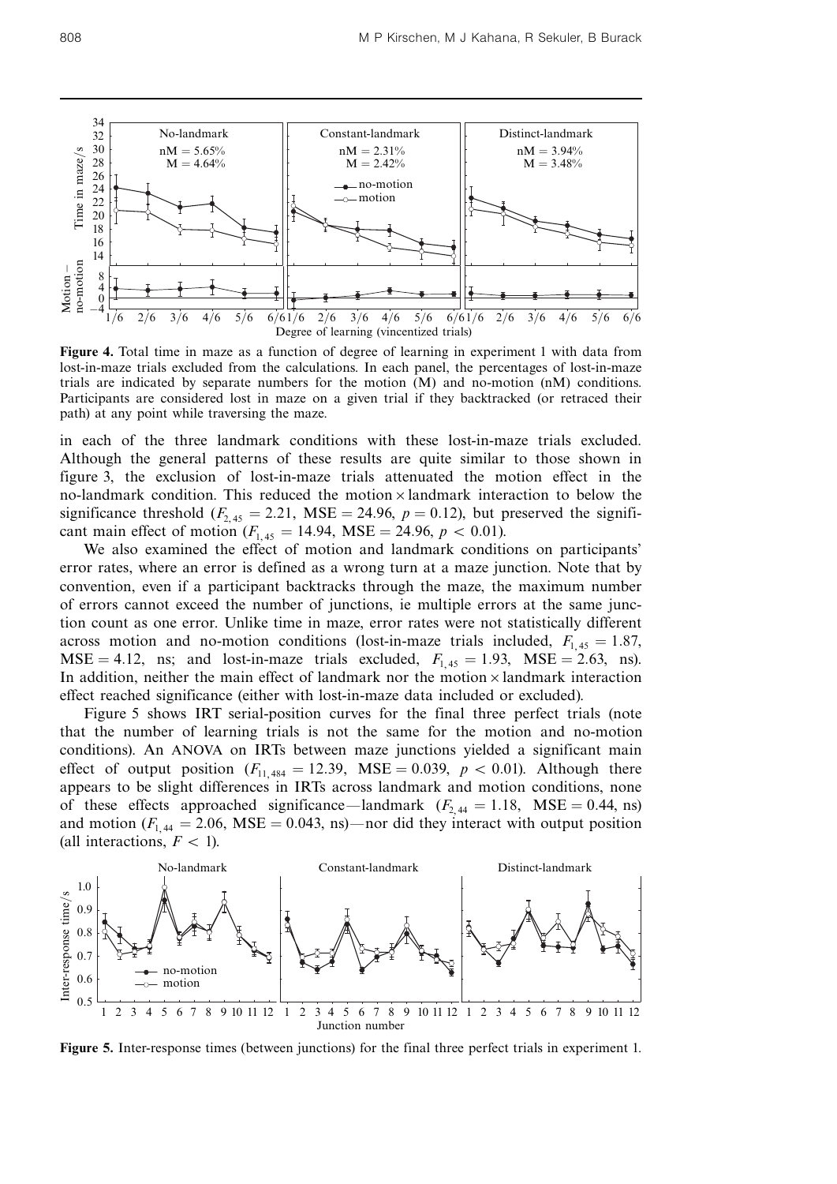**Figure 4.** Total time in maze as a function of degree of learning in experiment 1 with data from lost-in-maze trials excluded from the calculations. In each panel, the percentages of lost-in-maze trials are indicated by separate numbers for the motion (M) and no-motion (nM) conditions. Participants are considered lost in maze on a given trial if they backtracked (or retraced their path) at any point while traversing the maze.

in each of the three landmark conditions with these lost-in-maze trials excluded. Although the general patterns of these results are quite similar to those shown in figure 3, the exclusion of lost-in-maze trials attenuated the motion effect in the no-landmark condition. This reduced the motion × landmark interaction to below the significance threshold ($F_{2,45} = 2.21$, MSE = 24.96, $p = 0.12$), but preserved the significant main effect of motion ($F_{1,45} = 14.94$, MSE = 24.96, $p < 0.01$).

We also examined the effect of motion and landmark conditions on participants' error rates, where an error is defined as a wrong turn at a maze junction. Note that by convention, even if a participant backtracks through the maze, the maximum number of errors cannot exceed the number of junctions, ie multiple errors at the same junction count as one error. Unlike time in maze, error rates were not statistically different across motion and no-motion conditions (lost-in-maze trials included, $F_{1,45} = 1.87$, MSE = 4.12, ns; and lost-in-maze trials excluded, $F_{1,45} = 1.93$, MSE = 2.63, ns). In addition, neither the main effect of landmark nor the motion × landmark interaction effect reached significance (either with lost-in-maze data included or excluded).

Figure 5 shows IRT serial-position curves for the final three perfect trials (note that the number of learning trials is not the same for the motion and no-motion conditions). An ANOVA on IRTs between maze junctions yielded a significant main effect of output position ($F_{11,484} = 12.39$, MSE = 0.039, $p < 0.01$). Although there appears to be slight differences in IRTs across landmark and motion conditions, none of these effects approached significance—landmark ($F_{2,44} = 1.18$, MSE = 0.44, ns) and motion ($F_{1,44} = 2.06$, MSE = 0.043, ns)—nor did they interact with output position (all interactions, $F < 1$).

**Figure 5.** Inter-response times (between junctions) for the final three perfect trials in experiment 1.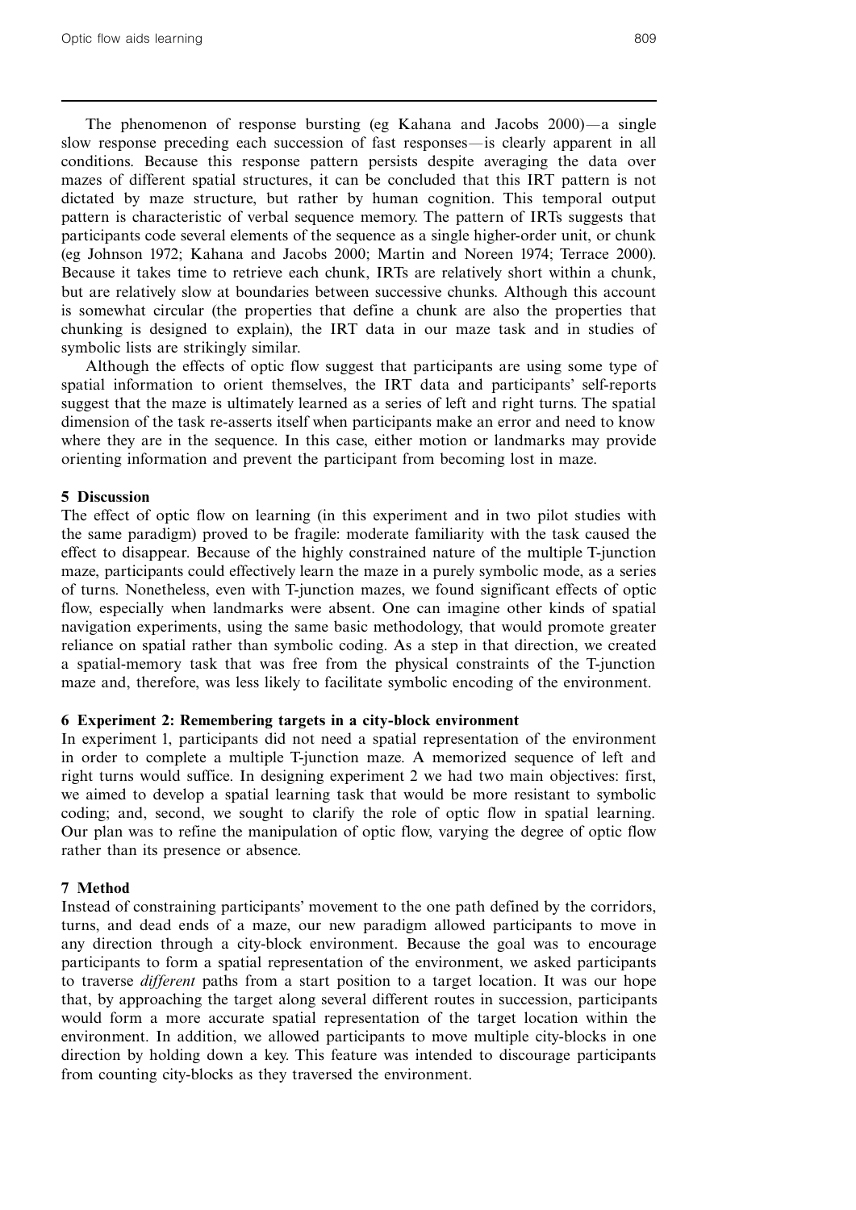The phenomenon of response bursting (eg Kahana and Jacobs 2000)—a single slow response preceding each succession of fast responses—is clearly apparent in all conditions. Because this response pattern persists despite averaging the data over mazes of different spatial structures, it can be concluded that this IRT pattern is not dictated by maze structure, but rather by human cognition. This temporal output pattern is characteristic of verbal sequence memory. The pattern of IRTs suggests that participants code several elements of the sequence as a single higher-order unit, or chunk (eg Johnson 1972; Kahana and Jacobs 2000; Martin and Noreen 1974; Terrace 2000). Because it takes time to retrieve each chunk, IRTs are relatively short within a chunk, but are relatively slow at boundaries between successive chunks. Although this account is somewhat circular (the properties that define a chunk are also the properties that chunking is designed to explain), the IRT data in our maze task and in studies of symbolic lists are strikingly similar.

Although the effects of optic flow suggest that participants are using some type of spatial information to orient themselves, the IRT data and participants' self-reports suggest that the maze is ultimately learned as a series of left and right turns. The spatial dimension of the task re-asserts itself when participants make an error and need to know where they are in the sequence. In this case, either motion or landmarks may provide orienting information and prevent the participant from becoming lost in maze.

## 5 Discussion

The effect of optic flow on learning (in this experiment and in two pilot studies with the same paradigm) proved to be fragile: moderate familiarity with the task caused the effect to disappear. Because of the highly constrained nature of the multiple T-junction maze, participants could effectively learn the maze in a purely symbolic mode, as a series of turns. Nonetheless, even with T-junction mazes, we found significant effects of optic flow, especially when landmarks were absent. One can imagine other kinds of spatial navigation experiments, using the same basic methodology, that would promote greater reliance on spatial rather than symbolic coding. As a step in that direction, we created a spatial-memory task that was free from the physical constraints of the T-junction maze and, therefore, was less likely to facilitate symbolic encoding of the environment.

## 6 Experiment 2: Remembering targets in a city-block environment

In experiment 1, participants did not need a spatial representation of the environment in order to complete a multiple T-junction maze. A memorized sequence of left and right turns would suffice. In designing experiment 2 we had two main objectives: first, we aimed to develop a spatial learning task that would be more resistant to symbolic coding; and, second, we sought to clarify the role of optic flow in spatial learning. Our plan was to refine the manipulation of optic flow, varying the degree of optic flow rather than its presence or absence.

## 7 Method

Instead of constraining participants' movement to the one path defined by the corridors, turns, and dead ends of a maze, our new paradigm allowed participants to move in any direction through a city-block environment. Because the goal was to encourage participants to form a spatial representation of the environment, we asked participants to traverse *different* paths from a start position to a target location. It was our hope that, by approaching the target along several different routes in succession, participants would form a more accurate spatial representation of the target location within the environment. In addition, we allowed participants to move multiple city-blocks in one direction by holding down a key. This feature was intended to discourage participants from counting city-blocks as they traversed the environment.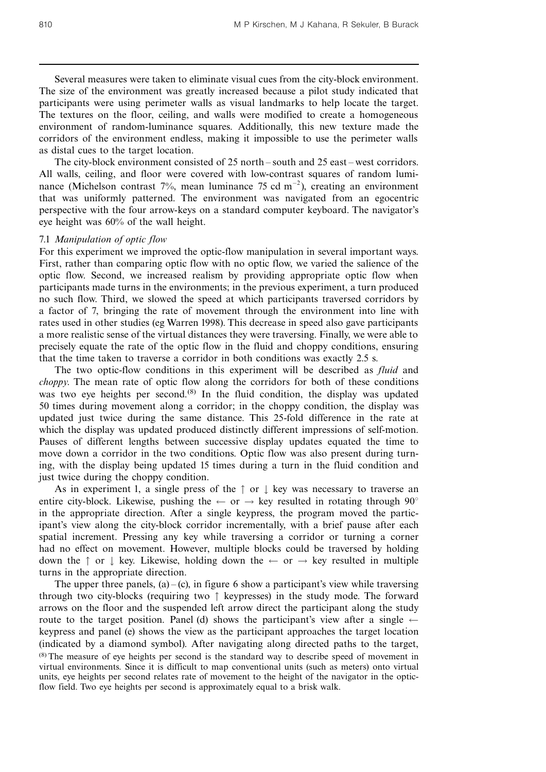Several measures were taken to eliminate visual cues from the city-block environment. The size of the environment was greatly increased because a pilot study indicated that participants were using perimeter walls as visual landmarks to help locate the target. The textures on the floor, ceiling, and walls were modified to create a homogeneous environment of random-luminance squares. Additionally, this new texture made the corridors of the environment endless, making it impossible to use the perimeter walls as distal cues to the target location.

The city-block environment consisted of 25 north – south and 25 east – west corridors. All walls, ceiling, and floor were covered with low-contrast squares of random luminance (Michelson contrast 7%, mean luminance 75 cd $m^{-2}$), creating an environment that was uniformly patterned. The environment was navigated from an egocentric perspective with the four arrow-keys on a standard computer keyboard. The navigator's eye height was 60% of the wall height.

### 7.1 *Manipulation of optic flow*

For this experiment we improved the optic-flow manipulation in several important ways. First, rather than comparing optic flow with no optic flow, we varied the salience of the optic flow. Second, we increased realism by providing appropriate optic flow when participants made turns in the environments; in the previous experiment, a turn produced no such flow. Third, we slowed the speed at which participants traversed corridors by a factor of 7, bringing the rate of movement through the environment into line with rates used in other studies (eg Warren 1998). This decrease in speed also gave participants a more realistic sense of the virtual distances they were traversing. Finally, we were able to precisely equate the rate of the optic flow in the fluid and choppy conditions, ensuring that the time taken to traverse a corridor in both conditions was exactly 2.5 s.

The two optic-flow conditions in this experiment will be described as *fluid* and *choppy*. The mean rate of optic flow along the corridors for both of these conditions was two eye heights per second.[8] In the fluid condition, the display was updated 50 times during movement along a corridor; in the choppy condition, the display was updated just twice during the same distance. This 25-fold difference in the rate at which the display was updated produced distinctly different impressions of self-motion. Pauses of different lengths between successive display updates equated the time to move down a corridor in the two conditions. Optic flow was also present during turning, with the display being updated 15 times during a turn in the fluid condition and just twice during the choppy condition.

As in experiment 1, a single press of the ↑ or ↓ key was necessary to traverse an entire city-block. Likewise, pushing the ← or → key resulted in rotating through 90° in the appropriate direction. After a single keypress, the program moved the participant's view along the city-block corridor incrementally, with a brief pause after each spatial increment. Pressing any key while traversing a corridor or turning a corner had no effect on movement. However, multiple blocks could be traversed by holding down the ↑ or ↓ key. Likewise, holding down the ← or → key resulted in multiple turns in the appropriate direction.

The upper three panels, (a) – (c), in figure 6 show a participant's view while traversing through two city-blocks (requiring two ↑ keypresses) in the study mode. The forward arrows on the floor and the suspended left arrow direct the participant along the study route to the target position. Panel (d) shows the participant's view after a single ← keypress and panel (e) shows the view as the participant approaches the target location (indicated by a diamond symbol). After navigating along directed paths to the target,

[8] The measure of eye heights per second is the standard way to describe speed of movement in virtual environments. Since it is difficult to map conventional units (such as meters) onto virtual units, eye heights per second relates rate of movement to the height of the navigator in the optic-flow field. Two eye heights per second is approximately equal to a brisk walk.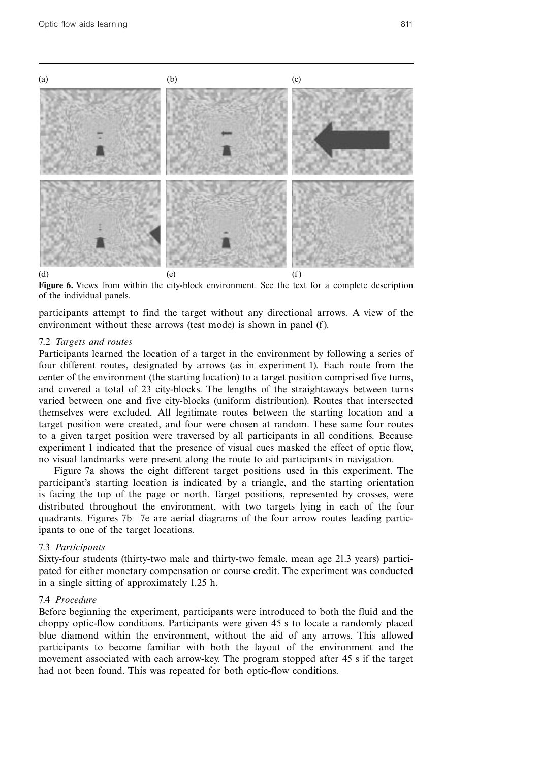Figure 6. Views from within the city-block environment. See the text for a complete description of the individual panels.

participants attempt to find the target without any directional arrows. A view of the environment without these arrows (test mode) is shown in panel (f).

### 7.2 *Targets and routes*

Participants learned the location of a target in the environment by following a series of four different routes, designated by arrows (as in experiment 1). Each route from the center of the environment (the starting location) to a target position comprised five turns, and covered a total of 23 city-blocks. The lengths of the straightaways between turns varied between one and five city-blocks (uniform distribution). Routes that intersected themselves were excluded. All legitimate routes between the starting location and a target position were created, and four were chosen at random. These same four routes to a given target position were traversed by all participants in all conditions. Because experiment 1 indicated that the presence of visual cues masked the effect of optic flow, no visual landmarks were present along the route to aid participants in navigation.

Figure 7a shows the eight different target positions used in this experiment. The participant's starting location is indicated by a triangle, and the starting orientation is facing the top of the page or north. Target positions, represented by crosses, were distributed throughout the environment, with two targets lying in each of the four quadrants. Figures 7b–7e are aerial diagrams of the four arrow routes leading participants to one of the target locations.

### 7.3 *Participants*

Sixty-four students (thirty-two male and thirty-two female, mean age 21.3 years) participated for either monetary compensation or course credit. The experiment was conducted in a single sitting of approximately 1.25 h.

### 7.4 *Procedure*

Before beginning the experiment, participants were introduced to both the fluid and the choppy optic-flow conditions. Participants were given 45 s to locate a randomly placed blue diamond within the environment, without the aid of any arrows. This allowed participants to become familiar with both the layout of the environment and the movement associated with each arrow-key. The program stopped after 45 s if the target had not been found. This was repeated for both optic-flow conditions.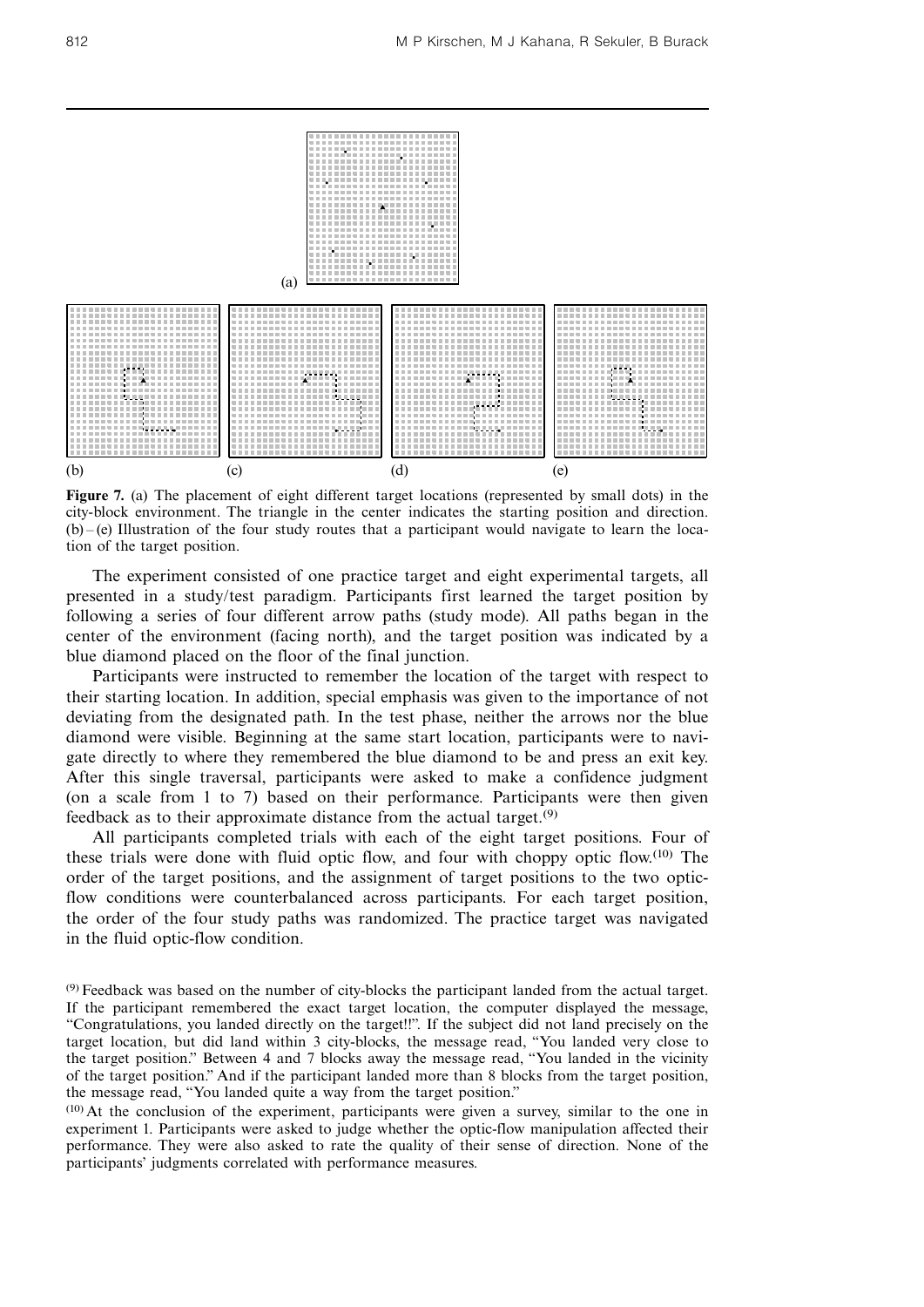**Figure 7.** (a) The placement of eight different target locations (represented by small dots) in the city-block environment. The triangle in the center indicates the starting position and direction. (b) – (e) Illustration of the four study routes that a participant would navigate to learn the location of the target position.

The experiment consisted of one practice target and eight experimental targets, all presented in a study/test paradigm. Participants first learned the target position by following a series of four different arrow paths (study mode). All paths began in the center of the environment (facing north), and the target position was indicated by a blue diamond placed on the floor of the final junction.

Participants were instructed to remember the location of the target with respect to their starting location. In addition, special emphasis was given to the importance of not deviating from the designated path. In the test phase, neither the arrows nor the blue diamond were visible. Beginning at the same start location, participants were to navigate directly to where they remembered the blue diamond to be and press an exit key. After this single traversal, participants were asked to make a confidence judgment (on a scale from 1 to 7) based on their performance. Participants were then given feedback as to their approximate distance from the actual target.[9]

All participants completed trials with each of the eight target positions. Four of these trials were done with fluid optic flow, and four with choppy optic flow.[10] The order of the target positions, and the assignment of target positions to the two optic-flow conditions were counterbalanced across participants. For each target position, the order of the four study paths was randomized. The practice target was navigated in the fluid optic-flow condition.

[9] Feedback was based on the number of city-blocks the participant landed from the actual target. If the participant remembered the exact target location, the computer displayed the message, "Congratulations, you landed directly on the target!!". If the subject did not land precisely on the target location, but did land within 3 city-blocks, the message read, "You landed very close to the target position." Between 4 and 7 blocks away the message read, "You landed in the vicinity of the target position." And if the participant landed more than 8 blocks from the target position, the message read, "You landed quite a way from the target position."

[10] At the conclusion of the experiment, participants were given a survey, similar to the one in experiment 1. Participants were asked to judge whether the optic-flow manipulation affected their performance. They were also asked to rate the quality of their sense of direction. None of the participants' judgments correlated with performance measures.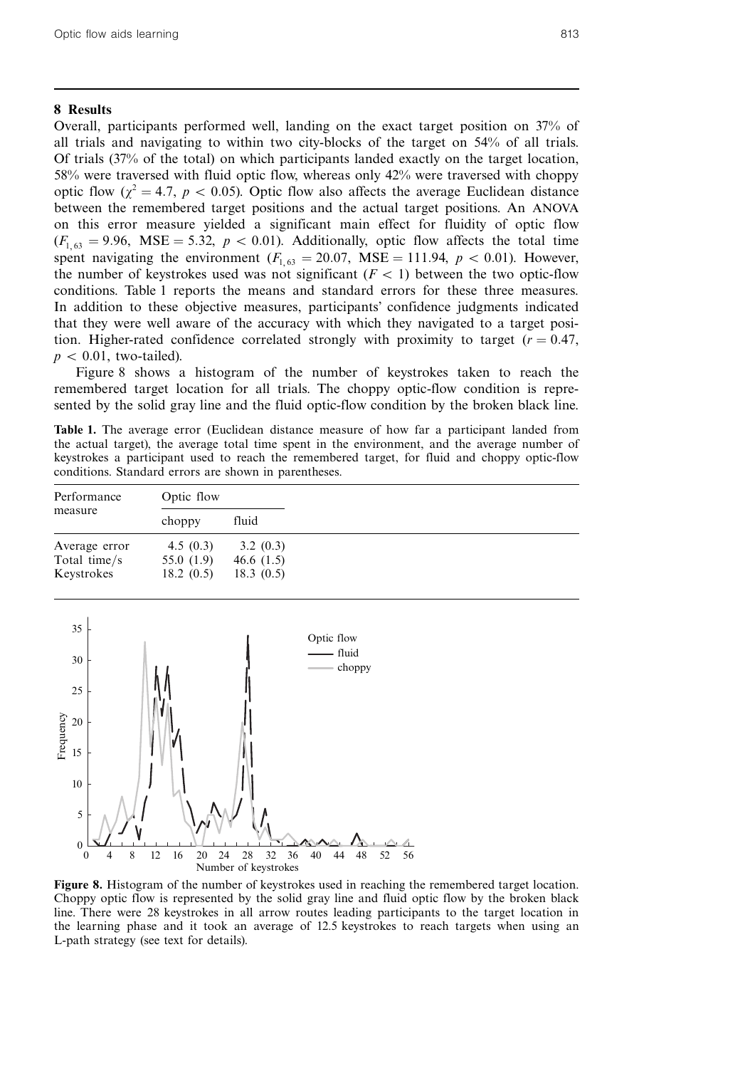## 8 Results

Overall, participants performed well, landing on the exact target position on 37% of all trials and navigating to within two city-blocks of the target on 54% of all trials. Of trials (37% of the total) on which participants landed exactly on the target location, 58% were traversed with fluid optic flow, whereas only 42% were traversed with choppy optic flow ($\chi^2 = 4.7$, $p < 0.05$). Optic flow also affects the average Euclidean distance between the remembered target positions and the actual target positions. An ANOVA on this error measure yielded a significant main effect for fluidity of optic flow ($F_{1,63} = 9.96$, $\text{MSE} = 5.32$, $p < 0.01$). Additionally, optic flow affects the total time spent navigating the environment ($F_{1,63} = 20.07$, $\text{MSE} = 111.94$, $p < 0.01$). However, the number of keystrokes used was not significant ($F < 1$) between the two optic-flow conditions. Table 1 reports the means and standard errors for these three measures. In addition to these objective measures, participants' confidence judgments indicated that they were well aware of the accuracy with which they navigated to a target position. Higher-rated confidence correlated strongly with proximity to target ($r = 0.47$, $p < 0.01$, two-tailed).

Figure 8 shows a histogram of the number of keystrokes taken to reach the remembered target location for all trials. The choppy optic-flow condition is represented by the solid gray line and the fluid optic-flow condition by the broken black line.

**Table 1.** The average error (Euclidean distance measure of how far a participant landed from the actual target), the average total time spent in the environment, and the average number of keystrokes a participant used to reach the remembered target, for fluid and choppy optic-flow conditions. Standard errors are shown in parentheses.

| Performance measure | Optic flow | |
|---|---|---|
| | choppy | fluid |
| Average error | 4.5 (0.3) | 3.2 (0.3) |
| Total time/s | 55.0 (1.9) | 46.6 (1.5) |
| Keystrokes | 18.2 (0.5) | 18.3 (0.5) |

**Figure 8.** Histogram of the number of keystrokes used in reaching the remembered target location. Choppy optic flow is represented by the solid gray line and fluid optic flow by the broken black line. There were 28 keystrokes in all arrow routes leading participants to the target location in the learning phase and it took an average of 12.5 keystrokes to reach targets when using an L-path strategy (see text for details).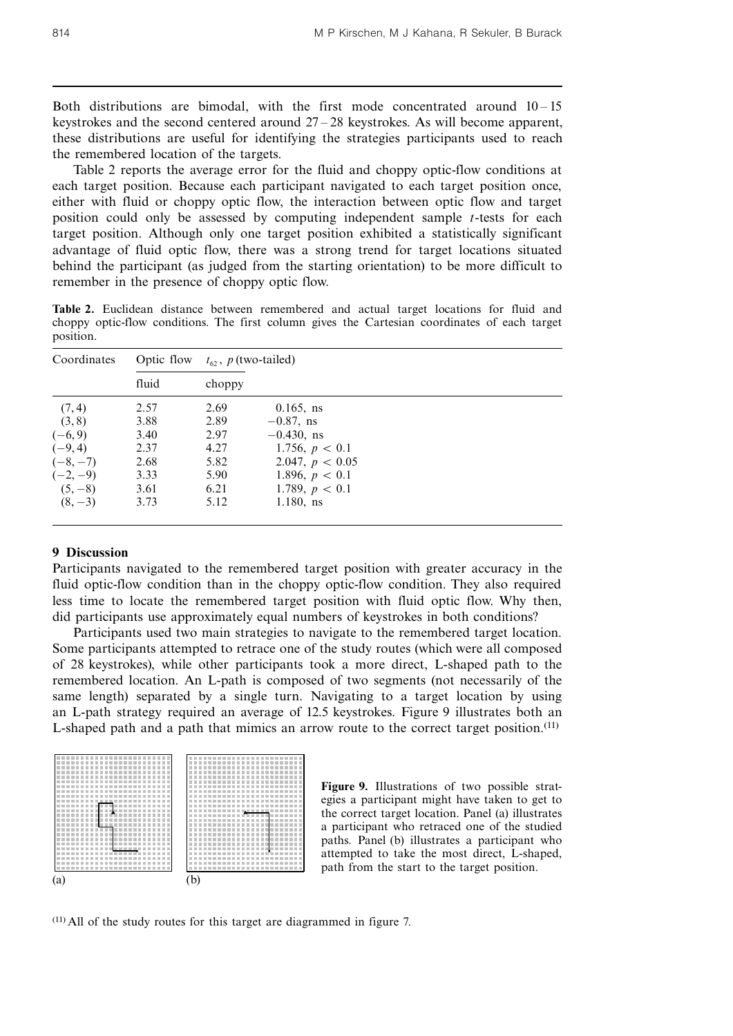Both distributions are bimodal, with the first mode concentrated around 10–15 keystrokes and the second centered around 27–28 keystrokes. As will become apparent, these distributions are useful for identifying the strategies participants used to reach the remembered location of the targets.

Table 2 reports the average error for the fluid and choppy optic-flow conditions at each target position. Because each participant navigated to each target position once, either with fluid or choppy optic flow, the interaction between optic flow and target position could only be assessed by computing independent sample $t$-tests for each target position. Although only one target position exhibited a statistically significant advantage of fluid optic flow, there was a strong trend for target locations situated behind the participant (as judged from the starting orientation) to be more difficult to remember in the presence of choppy optic flow.

**Table 2.** Euclidean distance between remembered and actual target locations for fluid and choppy optic-flow conditions. The first column gives the Cartesian coordinates of each target position.

| Coordinates | Optic flow | | $t_{62}$, $p$ (two-tailed) |
|---|---|---|---|
| | fluid | choppy | |
| (7, 4) | 2.57 | 2.69 | 0.165, ns |
| (3, 8) | 3.88 | 2.89 | −0.87, ns |
| (−6, 9) | 3.40 | 2.97 | −0.430, ns |
| (−9, 4) | 2.37 | 4.27 | 1.756, $p < 0.1$ |
| (−8, −7) | 2.68 | 5.82 | 2.047, $p < 0.05$ |
| (−2, −9) | 3.33 | 5.90 | 1.896, $p < 0.1$ |
| (5, −8) | 3.61 | 6.21 | 1.789, $p < 0.1$ |
| (8, −3) | 3.73 | 5.12 | 1.180, ns |

## 9 Discussion

Participants navigated to the remembered target position with greater accuracy in the fluid optic-flow condition than in the choppy optic-flow condition. They also required less time to locate the remembered target position with fluid optic flow. Why then, did participants use approximately equal numbers of keystrokes in both conditions?

Participants used two main strategies to navigate to the remembered target location. Some participants attempted to retrace one of the study routes (which were all composed of 28 keystrokes), while other participants took a more direct, L-shaped path to the remembered location. An L-path is composed of two segments (not necessarily of the same length) separated by a single turn. Navigating to a target location by using an L-path strategy required an average of 12.5 keystrokes. Figure 9 illustrates both an L-shaped path and a path that mimics an arrow route to the correct target position.[11]

(a) (b)

**Figure 9.** Illustrations of two possible strategies a participant might have taken to get to the correct target location. Panel (a) illustrates a participant who retraced one of the studied paths. Panel (b) illustrates a participant who attempted to take the most direct, L-shaped, path from the start to the target position.

[11] All of the study routes for this target are diagrammed in figure 7.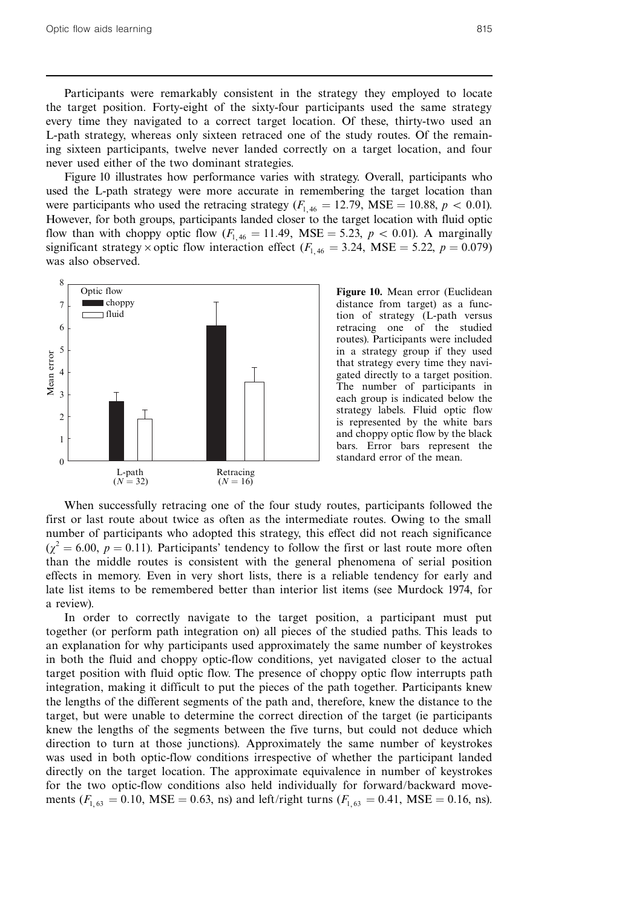Participants were remarkably consistent in the strategy they employed to locate the target position. Forty-eight of the sixty-four participants used the same strategy every time they navigated to a correct target location. Of these, thirty-two used an L-path strategy, whereas only sixteen retraced one of the study routes. Of the remaining sixteen participants, twelve never landed correctly on a target location, and four never used either of the two dominant strategies.

Figure 10 illustrates how performance varies with strategy. Overall, participants who used the L-path strategy were more accurate in remembering the target location than were participants who used the retracing strategy ($F_{1,46} = 12.79$, $\text{MSE} = 10.88$, $p < 0.01$). However, for both groups, participants landed closer to the target location with fluid optic flow than with choppy optic flow ($F_{1,46} = 11.49$, $\text{MSE} = 5.23$, $p < 0.01$). A marginally significant strategy × optic flow interaction effect ($F_{1,46} = 3.24$, $\text{MSE} = 5.22$, $p = 0.079$) was also observed.

**Figure 10.** Mean error (Euclidean distance from target) as a function of strategy (L-path versus retracing one of the studied routes). Participants were included in a strategy group if they used that strategy every time they navigated directly to a target position. The number of participants in each group is indicated below the strategy labels. Fluid optic flow is represented by the white bars and choppy optic flow by the black bars. Error bars represent the standard error of the mean.

When successfully retracing one of the four study routes, participants followed the first or last route about twice as often as the intermediate routes. Owing to the small number of participants who adopted this strategy, this effect did not reach significance ($\chi^2 = 6.00$, $p = 0.11$). Participants' tendency to follow the first or last route more often than the middle routes is consistent with the general phenomena of serial position effects in memory. Even in very short lists, there is a reliable tendency for early and late list items to be remembered better than interior list items (see Murdock 1974, for a review).

In order to correctly navigate to the target position, a participant must put together (or perform path integration on) all pieces of the studied paths. This leads to an explanation for why participants used approximately the same number of keystrokes in both the fluid and choppy optic-flow conditions, yet navigated closer to the actual target position with fluid optic flow. The presence of choppy optic flow interrupts path integration, making it difficult to put the pieces of the path together. Participants knew the lengths of the different segments of the path and, therefore, knew the distance to the target, but were unable to determine the correct direction of the target (ie participants knew the lengths of the segments between the five turns, but could not deduce which direction to turn at those junctions). Approximately the same number of keystrokes was used in both optic-flow conditions irrespective of whether the participant landed directly on the target location. The approximate equivalence in number of keystrokes for the two optic-flow conditions also held individually for forward/backward movements ($F_{1,63} = 0.10$, $\text{MSE} = 0.63$, ns) and left/right turns ($F_{1,63} = 0.41$, $\text{MSE} = 0.16$, ns).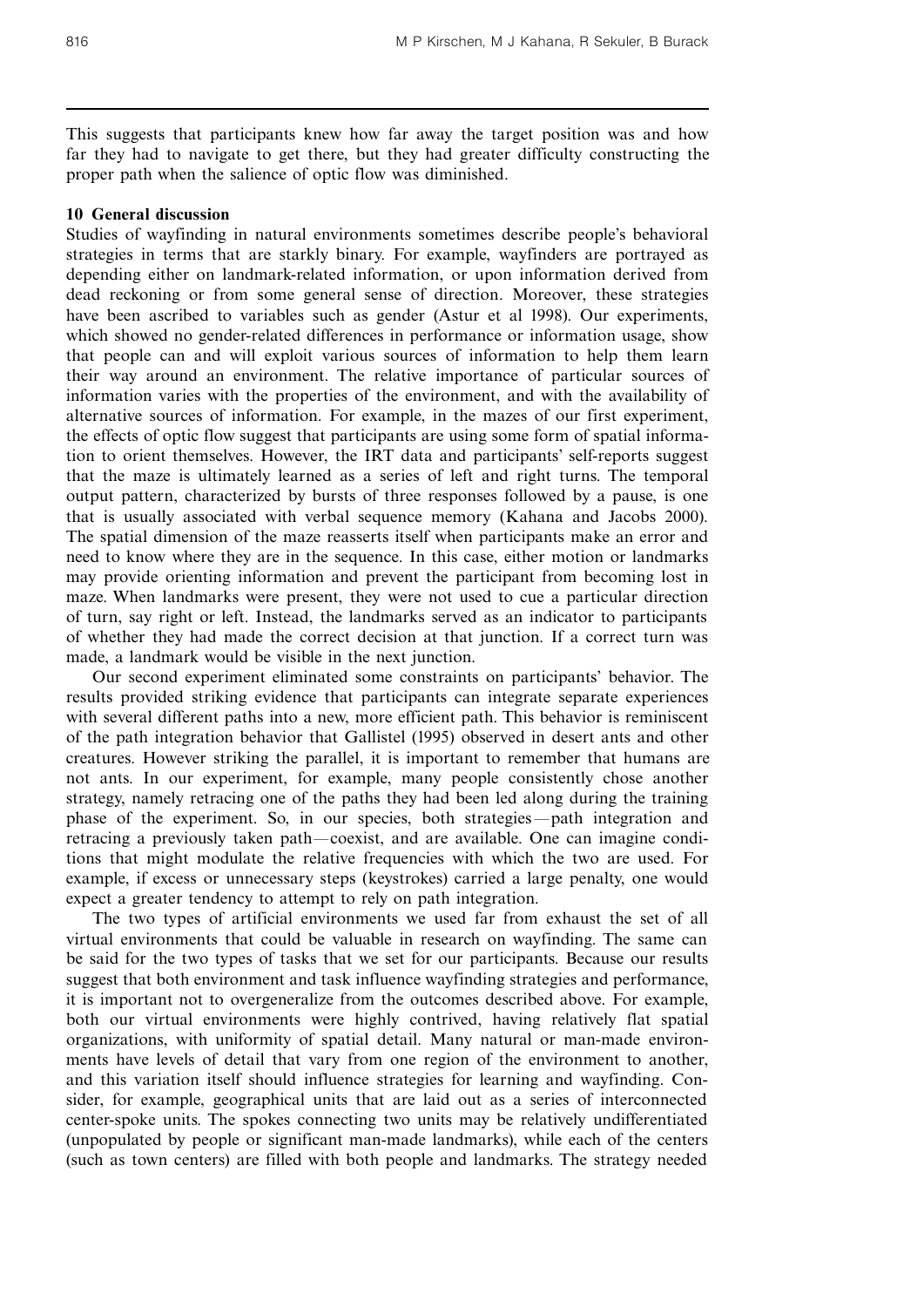This suggests that participants knew how far away the target position was and how far they had to navigate to get there, but they had greater difficulty constructing the proper path when the salience of optic flow was diminished.

## 10 General discussion

Studies of wayfinding in natural environments sometimes describe people's behavioral strategies in terms that are starkly binary. For example, wayfinders are portrayed as depending either on landmark-related information, or upon information derived from dead reckoning or from some general sense of direction. Moreover, these strategies have been ascribed to variables such as gender (Astur et al 1998). Our experiments, which showed no gender-related differences in performance or information usage, show that people can and will exploit various sources of information to help them learn their way around an environment. The relative importance of particular sources of information varies with the properties of the environment, and with the availability of alternative sources of information. For example, in the mazes of our first experiment, the effects of optic flow suggest that participants are using some form of spatial information to orient themselves. However, the IRT data and participants' self-reports suggest that the maze is ultimately learned as a series of left and right turns. The temporal output pattern, characterized by bursts of three responses followed by a pause, is one that is usually associated with verbal sequence memory (Kahana and Jacobs 2000). The spatial dimension of the maze reasserts itself when participants make an error and need to know where they are in the sequence. In this case, either motion or landmarks may provide orienting information and prevent the participant from becoming lost in maze. When landmarks were present, they were not used to cue a particular direction of turn, say right or left. Instead, the landmarks served as an indicator to participants of whether they had made the correct decision at that junction. If a correct turn was made, a landmark would be visible in the next junction.

Our second experiment eliminated some constraints on participants' behavior. The results provided striking evidence that participants can integrate separate experiences with several different paths into a new, more efficient path. This behavior is reminiscent of the path integration behavior that Gallistel (1995) observed in desert ants and other creatures. However striking the parallel, it is important to remember that humans are not ants. In our experiment, for example, many people consistently chose another strategy, namely retracing one of the paths they had been led along during the training phase of the experiment. So, in our species, both strategies—path integration and retracing a previously taken path—coexist, and are available. One can imagine conditions that might modulate the relative frequencies with which the two are used. For example, if excess or unnecessary steps (keystrokes) carried a large penalty, one would expect a greater tendency to attempt to rely on path integration.

The two types of artificial environments we used far from exhaust the set of all virtual environments that could be valuable in research on wayfinding. The same can be said for the two types of tasks that we set for our participants. Because our results suggest that both environment and task influence wayfinding strategies and performance, it is important not to overgeneralize from the outcomes described above. For example, both our virtual environments were highly contrived, having relatively flat spatial organizations, with uniformity of spatial detail. Many natural or man-made environments have levels of detail that vary from one region of the environment to another, and this variation itself should influence strategies for learning and wayfinding. Consider, for example, geographical units that are laid out as a series of interconnected center-spoke units. The spokes connecting two units may be relatively undifferentiated (unpopulated by people or significant man-made landmarks), while each of the centers (such as town centers) are filled with both people and landmarks. The strategy needed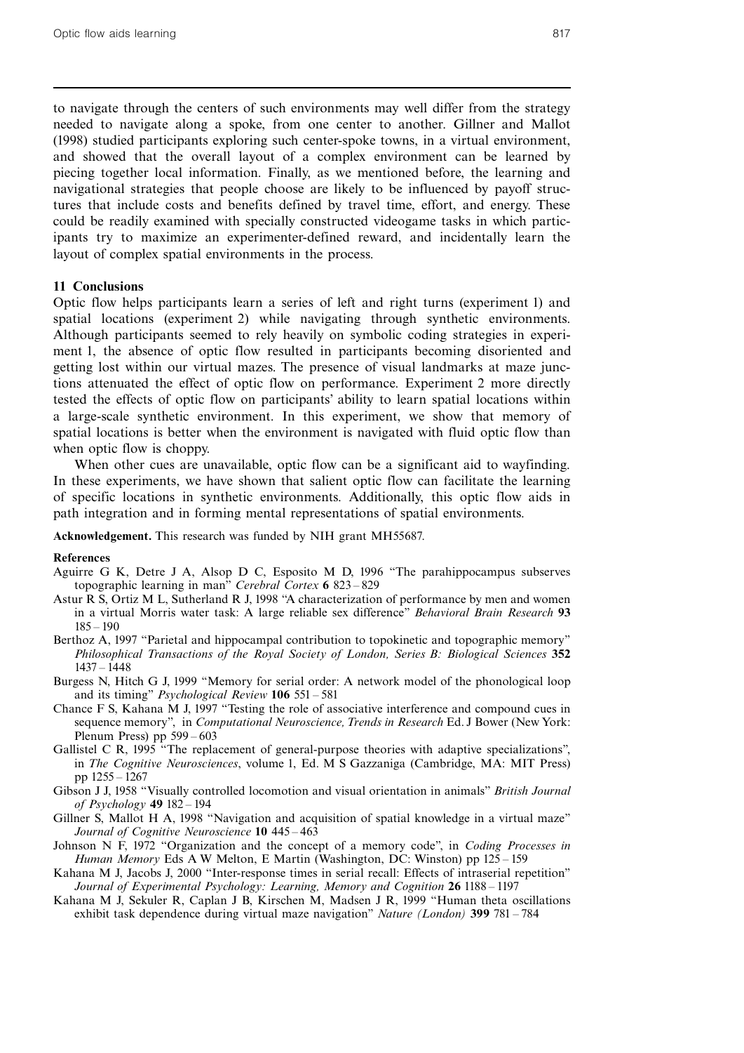to navigate through the centers of such environments may well differ from the strategy needed to navigate along a spoke, from one center to another. Gillner and Mallot (1998) studied participants exploring such center-spoke towns, in a virtual environment, and showed that the overall layout of a complex environment can be learned by piecing together local information. Finally, as we mentioned before, the learning and navigational strategies that people choose are likely to be influenced by payoff structures that include costs and benefits defined by travel time, effort, and energy. These could be readily examined with specially constructed videogame tasks in which participants try to maximize an experimenter-defined reward, and incidentally learn the layout of complex spatial environments in the process.

## 11 Conclusions

Optic flow helps participants learn a series of left and right turns (experiment 1) and spatial locations (experiment 2) while navigating through synthetic environments. Although participants seemed to rely heavily on symbolic coding strategies in experiment 1, the absence of optic flow resulted in participants becoming disoriented and getting lost within our virtual mazes. The presence of visual landmarks at maze junctions attenuated the effect of optic flow on performance. Experiment 2 more directly tested the effects of optic flow on participants' ability to learn spatial locations within a large-scale synthetic environment. In this experiment, we show that memory of spatial locations is better when the environment is navigated with fluid optic flow than when optic flow is choppy.

When other cues are unavailable, optic flow can be a significant aid to wayfinding. In these experiments, we have shown that salient optic flow can facilitate the learning of specific locations in synthetic environments. Additionally, this optic flow aids in path integration and in forming mental representations of spatial environments.

**Acknowledgement.** This research was funded by NIH grant MH55687.

### References

Aguirre G K, Detre J A, Alsop D C, Esposito M D, 1996 "The parahippocampus subserves topographic learning in man" *Cerebral Cortex* **6** 823 – 829

Astur R S, Ortiz M L, Sutherland R J, 1998 "A characterization of performance by men and women in a virtual Morris water task: A large reliable sex difference" *Behavioral Brain Research* **93** 185 – 190

Berthoz A, 1997 "Parietal and hippocampal contribution to topokinetic and topographic memory" *Philosophical Transactions of the Royal Society of London, Series B: Biological Sciences* **352** 1437 – 1448

Burgess N, Hitch G J, 1999 "Memory for serial order: A network model of the phonological loop and its timing" *Psychological Review* **106** 551 – 581

Chance F S, Kahana M J, 1997 "Testing the role of associative interference and compound cues in sequence memory", in *Computational Neuroscience, Trends in Research* Ed. J Bower (New York: Plenum Press) pp 599 – 603

Gallistel C R, 1995 "The replacement of general-purpose theories with adaptive specializations", in *The Cognitive Neurosciences*, volume 1, Ed. M S Gazzaniga (Cambridge, MA: MIT Press) pp 1255 – 1267

Gibson J J, 1958 "Visually controlled locomotion and visual orientation in animals" *British Journal of Psychology* **49** 182 – 194

Gillner S, Mallot H A, 1998 "Navigation and acquisition of spatial knowledge in a virtual maze" *Journal of Cognitive Neuroscience* **10** 445 – 463

Johnson N F, 1972 "Organization and the concept of a memory code", in *Coding Processes in Human Memory* Eds A W Melton, E Martin (Washington, DC: Winston) pp 125 – 159

Kahana M J, Jacobs J, 2000 "Inter-response times in serial recall: Effects of intraserial repetition" *Journal of Experimental Psychology: Learning, Memory and Cognition* **26** 1188 – 1197

Kahana M J, Sekuler R, Caplan J B, Kirschen M, Madsen J R, 1999 "Human theta oscillations exhibit task dependence during virtual maze navigation" *Nature (London)* **399** 781 – 784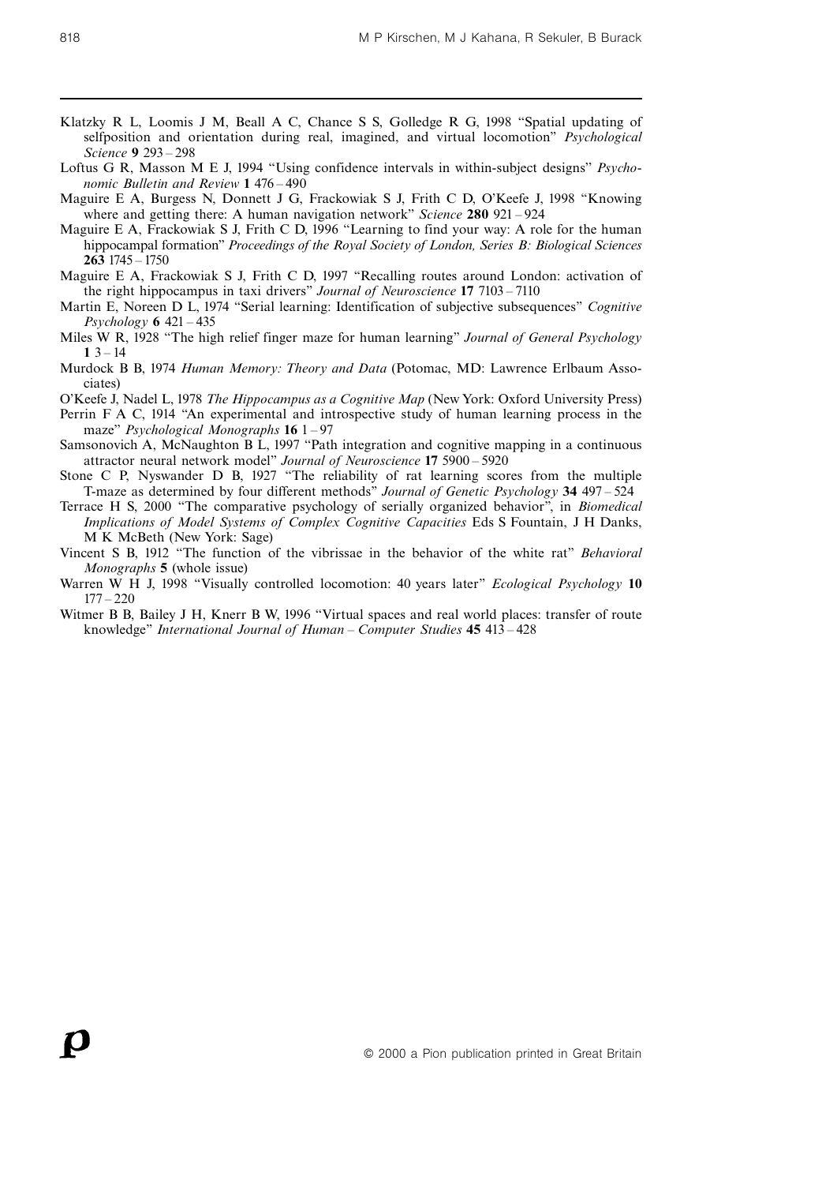Klatzky R L, Loomis J M, Beall A C, Chance S S, Golledge R G, 1998 "Spatial updating of selfposition and orientation during real, imagined, and virtual locomotion" *Psychological Science* **9** 293 – 298

Loftus G R, Masson M E J, 1994 "Using confidence intervals in within-subject designs" *Psychonomic Bulletin and Review* **1** 476 – 490

Maguire E A, Burgess N, Donnett J G, Frackowiak S J, Frith C D, O'Keefe J, 1998 "Knowing where and getting there: A human navigation network" *Science* **280** 921 – 924

Maguire E A, Frackowiak S J, Frith C D, 1996 "Learning to find your way: A role for the human hippocampal formation" *Proceedings of the Royal Society of London, Series B: Biological Sciences* **263** 1745 – 1750

Maguire E A, Frackowiak S J, Frith C D, 1997 "Recalling routes around London: activation of the right hippocampus in taxi drivers" *Journal of Neuroscience* **17** 7103 – 7110

Martin E, Noreen D L, 1974 "Serial learning: Identification of subjective subsequences" *Cognitive Psychology* **6** 421 – 435

Miles W R, 1928 "The high relief finger maze for human learning" *Journal of General Psychology* **1** 3 – 14

Murdock B B, 1974 *Human Memory: Theory and Data* (Potomac, MD: Lawrence Erlbaum Associates)

O'Keefe J, Nadel L, 1978 *The Hippocampus as a Cognitive Map* (New York: Oxford University Press)

Perrin F A C, 1914 "An experimental and introspective study of human learning process in the maze" *Psychological Monographs* **16** 1 – 97

Samsonovich A, McNaughton B L, 1997 "Path integration and cognitive mapping in a continuous attractor neural network model" *Journal of Neuroscience* **17** 5900 – 5920

Stone C P, Nyswander D B, 1927 "The reliability of rat learning scores from the multiple T-maze as determined by four different methods" *Journal of Genetic Psychology* **34** 497 – 524

Terrace H S, 2000 "The comparative psychology of serially organized behavior", in *Biomedical Implications of Model Systems of Complex Cognitive Capacities* Eds S Fountain, J H Danks, M K McBeth (New York: Sage)

Vincent S B, 1912 "The function of the vibrissae in the behavior of the white rat" *Behavioral Monographs* **5** (whole issue)

Warren W H J, 1998 "Visually controlled locomotion: 40 years later" *Ecological Psychology* **10** 177 – 220

Witmer B B, Bailey J H, Knerr B W, 1996 "Virtual spaces and real world places: transfer of route knowledge" *International Journal of Human – Computer Studies* **45** 413 – 428

© 2000 a Pion publication printed in Great Britain